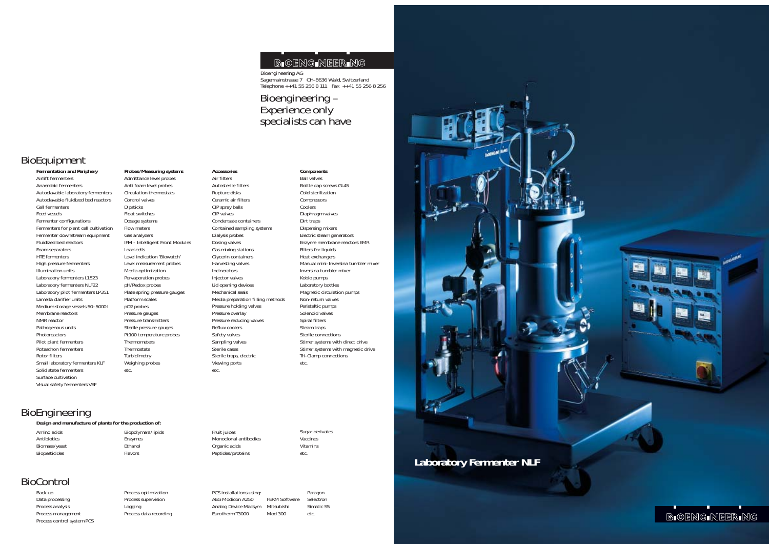**BIOENGINEERING**

Bioengineering AG
Sagenrainstrasse 7 CH-8636 Wald, Switzerland
Telephone ++41 55 256 8 111 Fax ++41 55 256 8 256

## Bioengineering – Experience only specialists can have

## BioEquipment

**Fermentation and Periphery**
- Airlift fermenters
- Anaerobic fermenters
- Autoclavable laboratory fermenters
- Autoclavable fluidized bed reactors
- Cell fermenters
- Feed vessels
- Fermenter configurations
- Fermenters for plant cell cultivation
- Fermenter downstream equipment
- Fluidized bed reactors
- Foam separators
- HTE fermenters
- High pressure fermenters
- Illumination units
- Laboratory fermenters L1523
- Laboratory fermenters NLF22
- Laboratory pilot fermenters LP351
- Lamella clarifier units
- Medium storage vessels 50–5000 l
- Membrane reactors
- NMR reactor
- Pathogenous units
- Photoreactors
- Pilot plant fermenters
- Rotaschon fermenters
- Rotor filters
- Small laboratory fermenters KLF
- Solid state fermenters
- Surface cultivation
- Visual safety fermenters VSF

**Probes/Measuring systems**
- Admittance level probes
- Anti foam level probes
- Circulation thermostats
- Control valves
- Dipsticks
- Float switches
- Dosage systems
- Flow meters
- Gas analyzers
- IFM - Intelligent Front Modules
- Load cells
- Level indication 'Biowatch'
- Level measurement probes
- Media optimization
- Pervaporation probes
- pH/Redox probes
- Plate spring pressure gauges
- Platform scales
- pO2 probes
- Pressure gauges
- Pressure transmitters
- Sterile pressure gauges
- Pt100 temperature probes
- Thermometers
- Thermostats
- Turbidimetry
- Weighing probes
- etc.

**Accessories**
- Air filters
- Autosterile filters
- Rupture disks
- Ceramic air filters
- CIP spray balls
- CIP valves
- Condensate containers
- Contained sampling systems
- Dialysis probes
- Dosing valves
- Gas mixing stations
- Glycerin containers
- Harvesting valves
- Incinerators
- Injector valves
- Lid opening devices
- Mechanical seals
- Media preparation filling methods
- Pressure holding valves
- Pressure overlay
- Pressure reducing valves
- Reflux coolers
- Safety valves
- Sampling valves
- Sterile cases
- Sterile traps, electric
- Viewing ports
- etc.

**Components**
- Ball valves
- Bottle cap screws GL45
- Cold sterilization
- Compressors
- Coolers
- Diaphragm valves
- Dirt traps
- Dispersing mixers
- Electric steam generators
- Enzyme membrane reactors EMR
- Filters for liquids
- Heat exchangers
- Manual mini-Inversina tumbler mixer
- Inversina tumbler mixer
- Kobio pumps
- Laboratory bottles
- Magnetic circulation pumps
- Non-return valves
- Peristaltic pumps
- Solenoid valves
- Spiral filters
- Steam traps
- Sterile connections
- Stirrer systems with direct drive
- Stirrer systems with magnetic drive
- Tri-Clamp connections
- etc.

## BioEngineering

**Design and manufacture of plants for the production of:**

- Amino acids
- Antibiotics
- Biomass/yeast
- Biopesticides
- Biopolymers/lipids
- Enzymes
- Ethanol
- Flavors
- Fruit juices
- Monoclonal antibodies
- Organic acids
- Peptides/proteins
- Sugar derivates
- Vaccines
- Vitamins
- etc.

## BioControl

- Back up
- Data processing
- Process analysis
- Process management
- Process control system PCS
- Process optimization
- Process supervision
- Logging
- Process data recording

PCS installations using:
- AEG Modicon A250
- Analog Device Macsym
- Eurotherm T3000
- FERM Software
- Mitsubishi
- Mod 300
- Paragon
- Selectron
- Simatic S5
- etc.

**Laboratory Fermenter NLF**

**BIOENGINEERING**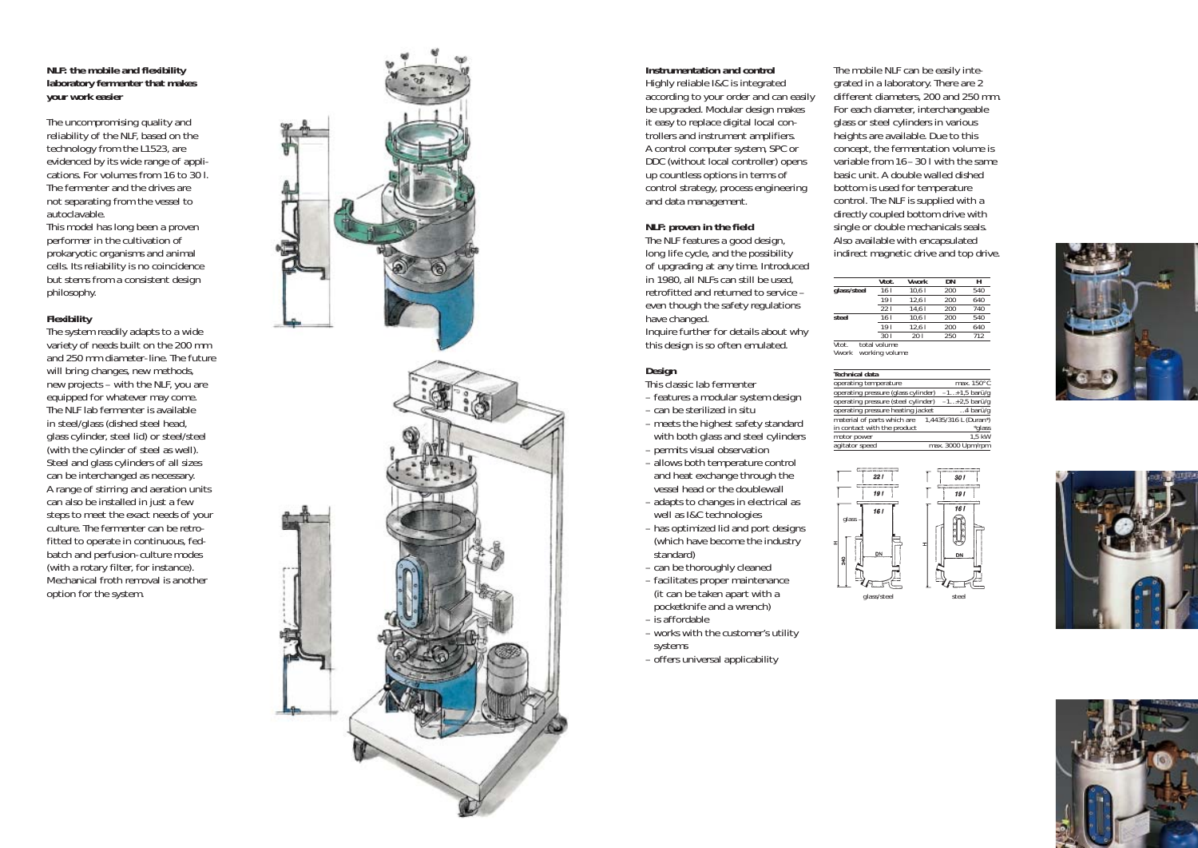**NLF: the mobile and flexibility laboratory fermenter that makes your work easier**

The uncompromising quality and reliability of the NLF, based on the technology from the L1523, are evidenced by its wide range of applications. For volumes from 16 to 30 l. The fermenter and the drives are not separating from the vessel to autoclavable.
This model has long been a proven performer in the cultivation of prokaryotic organisms and animal cells. Its reliability is no coincidence but stems from a consistent design philosophy.

**Flexibility**

The system readily adapts to a wide variety of needs built on the 200 mm and 250 mm diameter-line. The future will bring changes, new methods, new projects – with the NLF, you are equipped for whatever may come. The NLF lab fermenter is available in steel/glass (dished steel head, glass cylinder, steel lid) or steel/steel (with the cylinder of steel as well). Steel and glass cylinders of all sizes can be interchanged as necessary. A range of stirring and aeration units can also be installed in just a few steps to meet the exact needs of your culture. The fermenter can be retrofitted to operate in continuous, fed-batch and perfusion-culture modes (with a rotary filter, for instance). Mechanical froth removal is another option for the system.

**Instrumentation and control**

Highly reliable I&C is integrated according to your order and can easily be upgraded. Modular design makes it easy to replace digital local controllers and instrument amplifiers. A control computer system, SPC or DDC (without local controller) opens up countless options in terms of control strategy, process engineering and data management.

**NLF: proven in the field**

The NLF features a good design, long life cycle, and the possibility of upgrading at any time. Introduced in 1980, all NLFs can still be used, retrofitted and returned to service – even though the safety regulations have changed.
Inquire further for details about why this design is so often emulated.

**Design**

This classic lab fermenter

- features a modular system design
- can be sterilized in situ
- meets the highest safety standard with both glass and steel cylinders
- permits visual observation
- allows both temperature control and heat exchange through the vessel head or the doublewall
- adapts to changes in electrical as well as I&C technologies
- has optimized lid and port designs (which have become the industry standard)
- can be thoroughly cleaned
- facilitates proper maintenance (it can be taken apart with a pocketknife and a wrench)
- is affordable
- works with the customer's utility systems
- offers universal applicability

The mobile NLF can be easily integrated in a laboratory. There are 2 different diameters, 200 and 250 mm. For each diameter, interchangeable glass or steel cylinders in various heights are available. Due to this concept, the fermentation volume is variable from 16 – 30 l with the same basic unit. A double walled dished bottom is used for temperature control. The NLF is supplied with a directly coupled bottom drive with single or double mechanicals seals. Also available with encapsulated indirect magnetic drive and top drive.

| | Vtot. | Vwork | DN | H |
|---|---|---|---|---|
| **glass/steel** | 16 l | 10,6 l | 200 | 540 |
| | 19 l | 12,6 l | 200 | 640 |
| | 22 l | 14,6 l | 200 | 740 |
| **steel** | 16 l | 10,6 l | 200 | 540 |
| | 19 l | 12,6 l | 200 | 640 |
| | 30 l | 20 l | 250 | 712 |

Vtot. total volume
Vwork working volume

| **Technical data** | |
|---|---|
| operating temperature | max. 150°C |
| operating pressure (glass cylinder) | –1...+1,5 bar/g |
| operating pressure (steel cylinder) | –1...+2,5 bar/g |
| operating pressure heating jacket | ...4 bar/g |
| material of parts which are in contact with the product | 1,4435/316 L (Duran*) *glass |
| motor power | 1,5 kW |
| agitator speed | max. 3000 Upm/rpm |

22 l
19 l
16 l
glass
DN
H
340
glass/steel

30 l
19 l
16 l
DN
H
steel